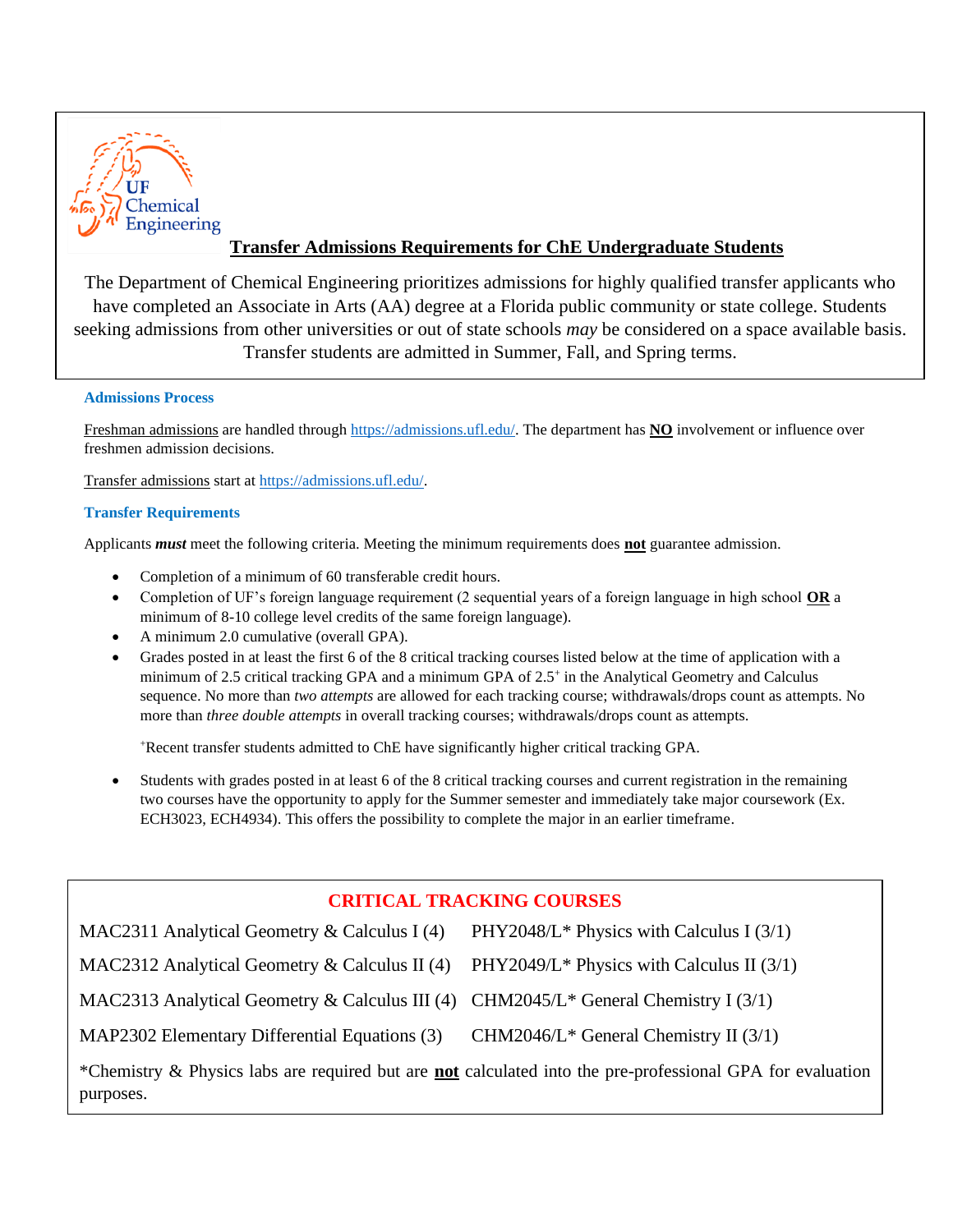# Transfer Admissions Requirements for ChE Undergraduate Students

The Department of Chemical Engineering prioritizes admissions for highly qualified transfer applicants who have completed an Associate in Arts (AA) degree at a Florida public community or state college. Students seeking admissions from other universities or out of state schools *may* be considered on a space available basis. Transfer students are admitted in Summer, Fall, and Spring terms.

## Admissions Process

Freshman admissions are handled through https://admissions.ufl.edu/. The department has **NO** involvement or influence over freshmen admission decisions.

Transfer admissions start at https://admissions.ufl.edu/.

## Transfer Requirements

Applicants ***must*** meet the following criteria. Meeting the minimum requirements does **not** guarantee admission.

- Completion of a minimum of 60 transferable credit hours.
- Completion of UF's foreign language requirement (2 sequential years of a foreign language in high school **OR** a minimum of 8-10 college level credits of the same foreign language).
- A minimum 2.0 cumulative (overall GPA).
- Grades posted in at least the first 6 of the 8 critical tracking courses listed below at the time of application with a minimum of 2.5 critical tracking GPA and a minimum GPA of 2.5+ in the Analytical Geometry and Calculus sequence. No more than *two attempts* are allowed for each tracking course; withdrawals/drops count as attempts. No more than *three double attempts* in overall tracking courses; withdrawals/drops count as attempts.

  +Recent transfer students admitted to ChE have significantly higher critical tracking GPA.

- Students with grades posted in at least 6 of the 8 critical tracking courses and current registration in the remaining two courses have the opportunity to apply for the Summer semester and immediately take major coursework (Ex. ECH3023, ECH4934). This offers the possibility to complete the major in an earlier timeframe.

## CRITICAL TRACKING COURSES

| | |
|---|---|
| MAC2311 Analytical Geometry & Calculus I (4) | PHY2048/L* Physics with Calculus I (3/1) |
| MAC2312 Analytical Geometry & Calculus II (4) | PHY2049/L* Physics with Calculus II (3/1) |
| MAC2313 Analytical Geometry & Calculus III (4) | CHM2045/L* General Chemistry I (3/1) |
| MAP2302 Elementary Differential Equations (3) | CHM2046/L* General Chemistry II (3/1) |

*Chemistry & Physics labs are required but are **not** calculated into the pre-professional GPA for evaluation purposes.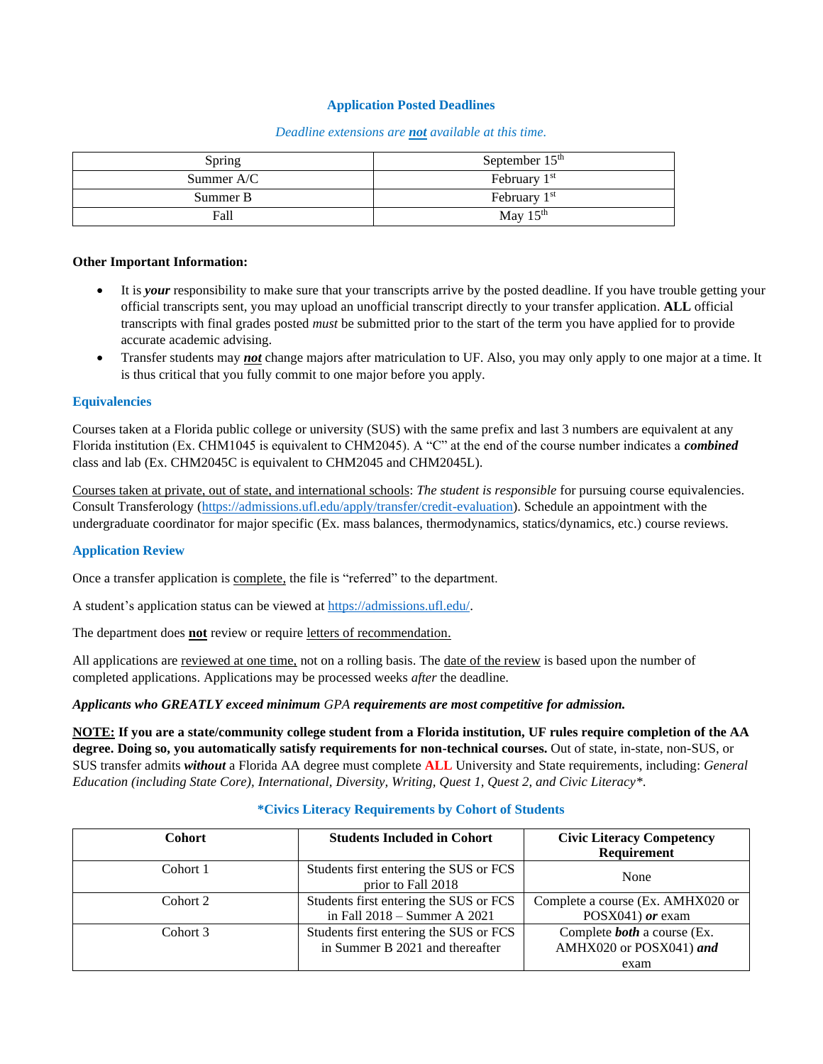## Application Posted Deadlines

*Deadline extensions are **not** available at this time.*

| | |
|---|---|
| Spring | September 15th |
| Summer A/C | February 1st |
| Summer B | February 1st |
| Fall | May 15th |

**Other Important Information:**

- It is ***your*** responsibility to make sure that your transcripts arrive by the posted deadline. If you have trouble getting your official transcripts sent, you may upload an unofficial transcript directly to your transfer application. **ALL** official transcripts with final grades posted *must* be submitted prior to the start of the term you have applied for to provide accurate academic advising.
- Transfer students may ***not*** change majors after matriculation to UF. Also, you may only apply to one major at a time. It is thus critical that you fully commit to one major before you apply.

### Equivalencies

Courses taken at a Florida public college or university (SUS) with the same prefix and last 3 numbers are equivalent at any Florida institution (Ex. CHM1045 is equivalent to CHM2045). A "C" at the end of the course number indicates a ***combined*** class and lab (Ex. CHM2045C is equivalent to CHM2045 and CHM2045L).

Courses taken at private, out of state, and international schools: *The student is responsible* for pursuing course equivalencies. Consult Transferology (https://admissions.ufl.edu/apply/transfer/credit-evaluation). Schedule an appointment with the undergraduate coordinator for major specific (Ex. mass balances, thermodynamics, statics/dynamics, etc.) course reviews.

### Application Review

Once a transfer application is complete, the file is "referred" to the department.

A student's application status can be viewed at https://admissions.ufl.edu/.

The department does **not** review or require letters of recommendation.

All applications are reviewed at one time, not on a rolling basis. The date of the review is based upon the number of completed applications. Applications may be processed weeks *after* the deadline.

***Applicants who GREATLY exceed minimum** GPA **requirements are most competitive for admission.***

**NOTE: If you are a state/community college student from a Florida institution, UF rules require completion of the AA degree. Doing so, you automatically satisfy requirements for non-technical courses.** Out of state, in-state, non-SUS, or SUS transfer admits ***without*** a Florida AA degree must complete **ALL** University and State requirements, including: *General Education (including State Core), International, Diversity, Writing, Quest 1, Quest 2, and Civic Literacy\*.*

#### *Civics Literacy Requirements by Cohort of Students

| Cohort | Students Included in Cohort | Civic Literacy Competency Requirement |
|---|---|---|
| Cohort 1 | Students first entering the SUS or FCS prior to Fall 2018 | None |
| Cohort 2 | Students first entering the SUS or FCS in Fall 2018 – Summer A 2021 | Complete a course (Ex. AMHX020 or POSX041) ***or*** exam |
| Cohort 3 | Students first entering the SUS or FCS in Summer B 2021 and thereafter | Complete ***both*** a course (Ex. AMHX020 or POSX041) ***and*** exam |